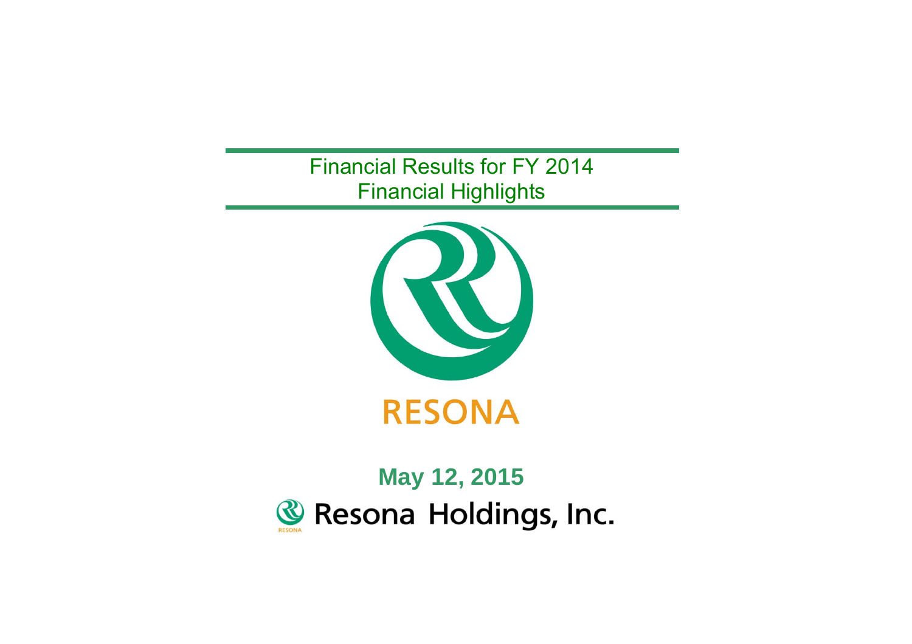# Financial Results for FY 2014
## Financial Highlights

RESONA

**May 12, 2015**

Resona Holdings, Inc.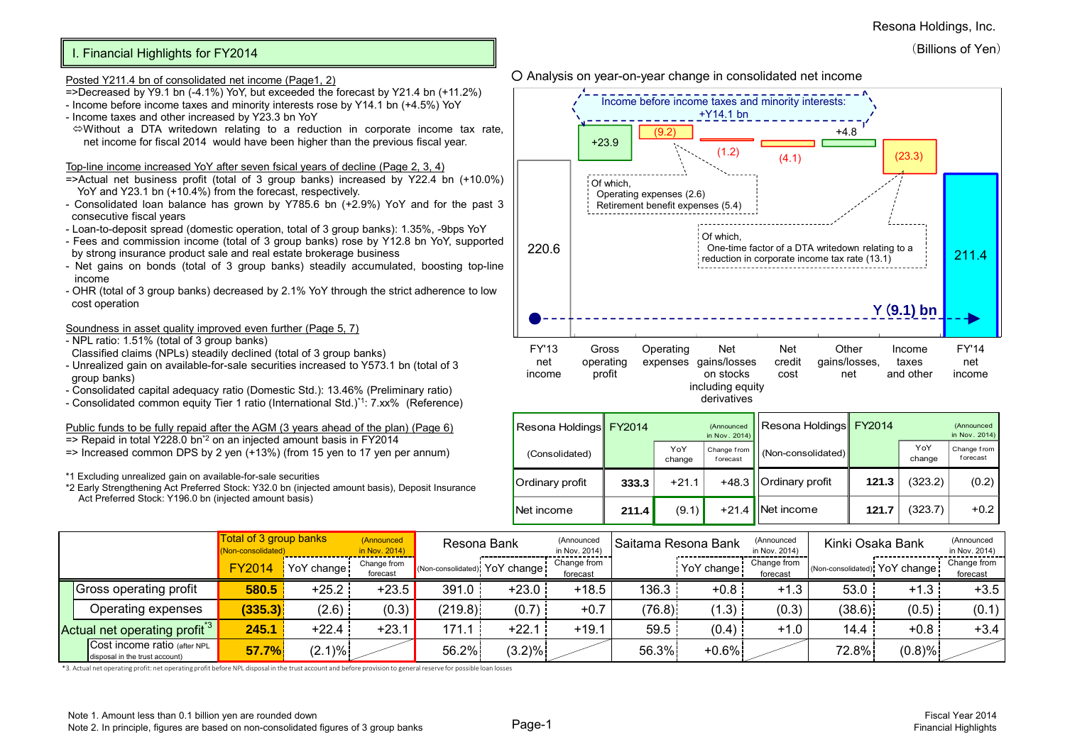Resona Holdings, Inc.

(Billions of Yen)

## I. Financial Highlights for FY2014

Posted Y211.4 bn of consolidated net income (Page1, 2)
=>Decreased by Y9.1 bn (-4.1%) YoY, but exceeded the forecast by Y21.4 bn (+11.2%)
- Income before income taxes and minority interests rose by Y14.1 bn (+4.5%) YoY
- Income taxes and other increased by Y23.3 bn YoY
  ⇔Without a DTA writedown relating to a reduction in corporate income tax rate, net income for fiscal 2014 would have been higher than the previous fiscal year.

Top-line income increased YoY after seven fsical years of decline (Page 2, 3, 4)
=>Actual net business profit (total of 3 group banks) increased by Y22.4 bn (+10.0%) YoY and Y23.1 bn (+10.4%) from the forecast, respectively.
- Consolidated loan balance has grown by Y785.6 bn (+2.9%) YoY and for the past 3 consecutive fiscal years
- Loan-to-deposit spread (domestic operation, total of 3 group banks): 1.35%, -9bps YoY
- Fees and commission income (total of 3 group banks) rose by Y12.8 bn YoY, supported by strong insurance product sale and real estate brokerage business
- Net gains on bonds (total of 3 group banks) steadily accumulated, boosting top-line income
- OHR (total of 3 group banks) decreased by 2.1% YoY through the strict adherence to low cost operation

Soundness in asset quality improved even further (Page 5, 7)
- NPL ratio: 1.51% (total of 3 group banks)
  Classified claims (NPLs) steadily declined (total of 3 group banks)
- Unrealized gain on available-for-sale securities increased to Y573.1 bn (total of 3 group banks)
- Consolidated capital adequacy ratio (Domestic Std.): 13.46% (Preliminary ratio)
- Consolidated common equity Tier 1 ratio (International Std.)*1: 7.xx% (Reference)

Public funds to be fully repaid after the AGM (3 years ahead of the plan) (Page 6)
=> Repaid in total Y228.0 bn*2 on an injected amount basis in FY2014
=> Increased common DPS by 2 yen (+13%) (from 15 yen to 17 yen per annum)

*1 Excluding unrealized gain on available-for-sale securities
*2 Early Strengthening Act Preferred Stock: Y32.0 bn (injected amount basis), Deposit Insurance Act Preferred Stock: Y196.0 bn (injected amount basis)

○ Analysis on year-on-year change in consolidated net income

| | FY'13 net income | Gross operating profit | Operating expenses | Net gains/losses on stocks including equity derivatives | Net credit cost | Other gains/losses, net | Income taxes and other | FY'14 net income |
|---|---|---|---|---|---|---|---|---|
| Amount | 220.6 | +23.9 | (9.2) | (1.2) | (4.1) | +4.8 | (23.3) | 211.4 |

Income before income taxes and minority interests: +Y14.1 bn

Operating expenses (9.2): Of which, Operating expenses (2.6), Retirement benefit expenses (5.4)

Income taxes and other (23.3): Of which, One-time factor of a DTA writedown relating to a reduction in corporate income tax rate (13.1)

Y (9.1) bn

| Resona Holdings (Consolidated) | FY2014 | YoY change | Change from forecast (Announced in Nov. 2014) |
|---|---|---|---|
| Ordinary profit | 333.3 | +21.1 | +48.3 |
| Net income | 211.4 | (9.1) | +21.4 |

| Resona Holdings (Non-consolidated) | FY2014 | YoY change | Change from forecast (Announced in Nov. 2014) |
|---|---|---|---|
| Ordinary profit | 121.3 | (323.2) | (0.2) |
| Net income | 121.7 | (323.7) | +0.2 |

| | Total of 3 group banks (Non-consolidated) FY2014 | YoY change | Change from forecast (Announced in Nov. 2014) | Resona Bank (Non-consolidated) | YoY change | Change from forecast (Announced in Nov. 2014) | Saitama Resona Bank | YoY change | Change from forecast (Announced in Nov. 2014) | Kinki Osaka Bank (Non-consolidated) | YoY change | Change from forecast (Announced in Nov. 2014) |
|---|---|---|---|---|---|---|---|---|---|---|---|---|
| Gross operating profit | 580.5 | +25.2 | +23.5 | 391.0 | +23.0 | +18.5 | 136.3 | +0.8 | +1.3 | 53.0 | +1.3 | +3.5 |
| Operating expenses | (335.3) | (2.6) | (0.3) | (219.8) | (0.7) | +0.7 | (76.8) | (1.3) | (0.3) | (38.6) | (0.5) | (0.1) |
| Actual net operating profit*3 | 245.1 | +22.4 | +23.1 | 171.1 | +22.1 | +19.1 | 59.5 | (0.4) | +1.0 | 14.4 | +0.8 | +3.4 |
| Cost income ratio (after NPL disposal in the trust account) | 57.7% | (2.1)% | | 56.2% | (3.2)% | | 56.3% | +0.6% | | 72.8% | (0.8)% | |

*3. Actual net operating profit: net operating profit before NPL disposal in the trust account and before provision to general reserve for possible loan losses

Note 1. Amount less than 0.1 billion yen are rounded down
Note 2. In principle, figures are based on non-consolidated figures of 3 group banks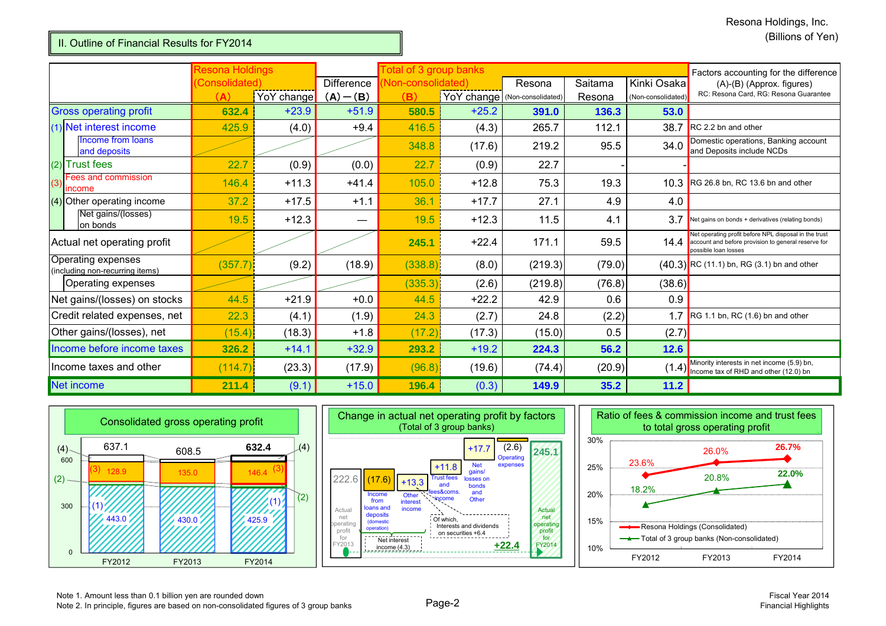## II. Outline of Financial Results for FY2014

(Billions of Yen)

| | Resona Holdings (Consolidated) (A) | YoY change | Difference (A)−(B) | Total of 3 group banks (Non-consolidated) (B) | YoY change | Resona (Non-consolidated) | Saitama Resona | Kinki Osaka (Non-consolidated) | Factors accounting for the difference (A)-(B) (Approx. figures) RC: Resona Card, RG: Resona Guarantee |
|---|---|---|---|---|---|---|---|---|---|
| **Gross operating profit** | **632.4** | +23.9 | +51.9 | **580.5** | +25.2 | **391.0** | **136.3** | **53.0** | |
| (1) Net interest income | 425.9 | (4.0) | +9.4 | 416.5 | (4.3) | 265.7 | 112.1 | 38.7 | RC 2.2 bn and other |
| Income from loans and deposits | | | | 348.8 | (17.6) | 219.2 | 95.5 | 34.0 | Domestic operations, Banking account and Deposits include NCDs |
| (2) Trust fees | 22.7 | (0.9) | (0.0) | 22.7 | (0.9) | 22.7 | - | - | |
| (3) Fees and commission income | 146.4 | +11.3 | +41.4 | 105.0 | +12.8 | 75.3 | 19.3 | 10.3 | RG 26.8 bn, RC 13.6 bn and other |
| (4) Other operating income | 37.2 | +17.5 | +1.1 | 36.1 | +17.7 | 27.1 | 4.9 | 4.0 | |
| Net gains/(losses) on bonds | 19.5 | +12.3 | — | 19.5 | +12.3 | 11.5 | 4.1 | 3.7 | Net gains on bonds + derivatives (relating bonds) |
| Actual net operating profit | | | | **245.1** | +22.4 | 171.1 | 59.5 | 14.4 | Net operating profit before NPL disposal in the trust account and before provision to general reserve for possible loan losses |
| Operating expenses (including non-recurring items) | (357.7) | (9.2) | (18.9) | (338.8) | (8.0) | (219.3) | (79.0) | (40.3) | RC (11.1) bn, RG (3.1) bn and other |
| Operating expenses | | | | (335.3) | (2.6) | (219.8) | (76.8) | (38.6) | |
| Net gains/(losses) on stocks | 44.5 | +21.9 | +0.0 | 44.5 | +22.2 | 42.9 | 0.6 | 0.9 | |
| Credit related expenses, net | 22.3 | (4.1) | (1.9) | 24.3 | (2.7) | 24.8 | (2.2) | 1.7 | RG 1.1 bn, RC (1.6) bn and other |
| Other gains/(losses), net | (15.4) | (18.3) | +1.8 | (17.2) | (17.3) | (15.0) | 0.5 | (2.7) | |
| **Income before income taxes** | **326.2** | +14.1 | +32.9 | **293.2** | +19.2 | **224.3** | **56.2** | **12.6** | |
| Income taxes and other | (114.7) | (23.3) | (17.9) | (96.8) | (19.6) | (74.4) | (20.9) | (1.4) | Minority interests in net income (5.9) bn, Income tax of RHD and other (12.0) bn |
| **Net income** | **211.4** | (9.1) | +15.0 | **196.4** | (0.3) | **149.9** | **35.2** | **11.2** | |

### Consolidated gross operating profit

| | FY2012 | FY2013 | FY2014 |
|---|---|---|---|
| Total | 637.1 | 608.5 | 632.4 |
| (3) Fees and commission income | 128.9 | 135.0 | 146.4 |
| (1) Net interest income | 443.0 | 430.0 | 425.9 |

### Change in actual net operating profit by factors (Total of 3 group banks)

| Factor | Amount |
|---|---|
| Actual net operating profit for FY2013 | 222.6 |
| Income from loans and deposits (domestic operation) | (17.6) |
| Other interest income | +13.3 |
| Trust fees and fees&coms. income | +11.8 |
| Net gains/losses on bonds and Other | +17.7 |
| Operating expenses | (2.6) |
| Actual net operating profit for FY2014 | 245.1 |

Net interest income (4.3); Of which, Interests and dividends on securities +6.4; Total change +22.4

### Ratio of fees & commission income and trust fees to total gross operating profit

| | FY2012 | FY2013 | FY2014 |
|---|---|---|---|
| Resona Holdings (Consolidated) | 23.6% | 26.0% | 26.7% |
| Total of 3 group banks (Non-consolidated) | 18.2% | 20.8% | 22.0% |

Note 1. Amount less than 0.1 billion yen are rounded down
Note 2. In principle, figures are based on non-consolidated figures of 3 group banks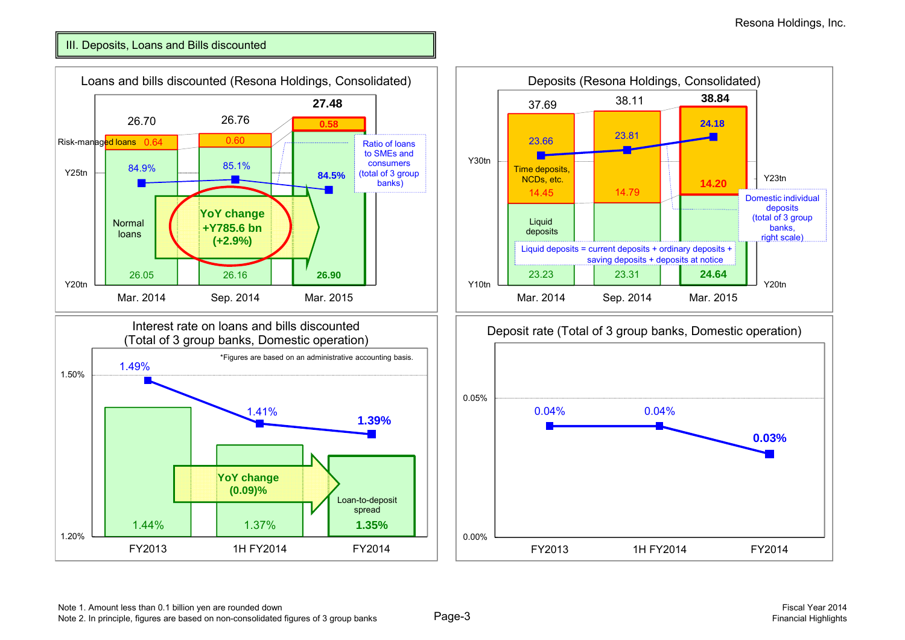## III. Deposits, Loans and Bills discounted

### Loans and bills discounted (Resona Holdings, Consolidated)

| | Mar. 2014 | Sep. 2014 | Mar. 2015 |
|---|---|---|---|
| Total | 26.70 | 26.76 | 27.48 |
| Risk-managed loans | 0.64 | 0.60 | 0.58 |
| Normal loans | 26.05 | 26.16 | 26.90 |
| Ratio of loans to SMEs and consumers (total of 3 group banks) | 84.9% | 85.1% | 84.5% |

YoY change +Y785.6 bn (+2.9%)

### Deposits (Resona Holdings, Consolidated)

| | Mar. 2014 | Sep. 2014 | Mar. 2015 |
|---|---|---|---|
| Total | 37.69 | 38.11 | 38.84 |
| Time deposits, NCDs, etc. | 14.45 | 14.79 | 14.20 |
| Liquid deposits | 23.23 | 23.31 | 24.64 |
| Domestic individual deposits (total of 3 group banks, right scale) | 23.66 | 23.81 | 24.18 |

Liquid deposits = current deposits + ordinary deposits + saving deposits + deposits at notice

### Interest rate on loans and bills discounted (Total of 3 group banks, Domestic operation)

*Figures are based on an administrative accounting basis.

| | FY2013 | 1H FY2014 | FY2014 |
|---|---|---|---|
| Interest rate on loans and bills discounted | 1.49% | 1.41% | 1.39% |
| Loan-to-deposit spread | 1.44% | 1.37% | 1.35% |

YoY change (0.09)%

### Deposit rate (Total of 3 group banks, Domestic operation)

| | FY2013 | 1H FY2014 | FY2014 |
|---|---|---|---|
| Deposit rate | 0.04% | 0.04% | 0.03% |

Note 1. Amount less than 0.1 billion yen are rounded down
Note 2. In principle, figures are based on non-consolidated figures of 3 group banks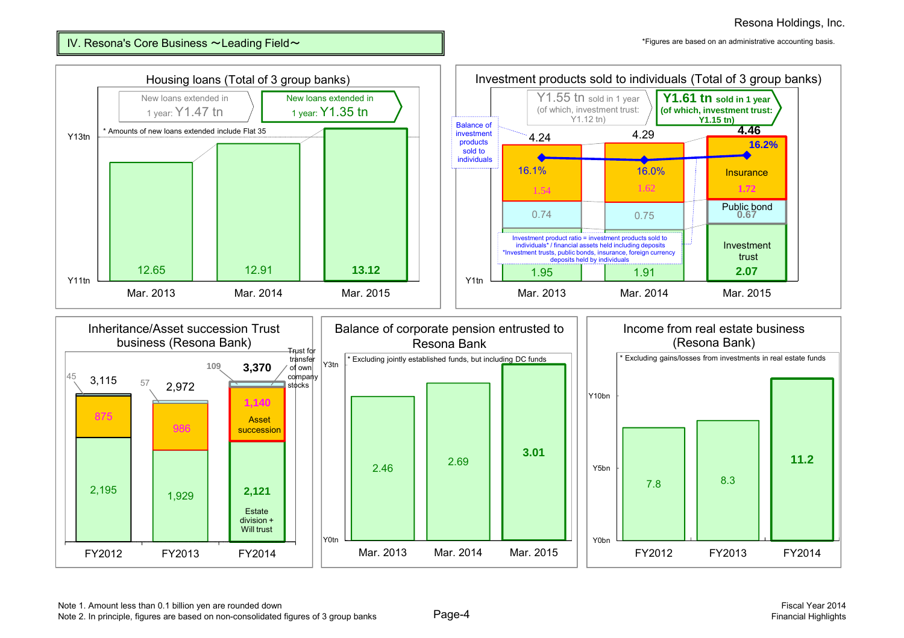*Figures are based on an administrative accounting basis.

## IV. Resona's Core Business ～Leading Field～

### Housing loans (Total of 3 group banks)

New loans extended in 1 year: Y1.47 tn → New loans extended in 1 year: Y1.35 tn

* Amounts of new loans extended include Flat 35

| | Mar. 2013 | Mar. 2014 | Mar. 2015 |
|---|---|---|---|
| Housing loans (Y tn) | 12.65 | 12.91 | 13.12 |

### Investment products sold to individuals (Total of 3 group banks)

Y1.55 tn sold in 1 year (of which, investment trust: Y1.12 tn) → Y1.61 tn sold in 1 year (of which, investment trust: Y1.15 tn)

Balance of investment products sold to individuals

| | Mar. 2013 | Mar. 2014 | Mar. 2015 |
|---|---|---|---|
| Total (Y tn) | 4.24 | 4.29 | 4.46 |
| Insurance | 1.54 | 1.62 | 1.72 |
| Public bond | 0.74 | 0.75 | 0.67 |
| Investment trust | 1.95 | 1.91 | 2.07 |
| Investment product ratio | 16.1% | 16.0% | 16.2% |

Investment product ratio = investment products sold to individuals* / financial assets held including deposits
*Investment trusts, public bonds, insurance, foreign currency deposits held by individuals

### Inheritance/Asset succession Trust business (Resona Bank)

| | FY2012 | FY2013 | FY2014 |
|---|---|---|---|
| Total | 3,115 | 2,972 | 3,370 |
| Trust for transfer of own company stocks | 45 | 57 | 109 |
| Asset succession | 875 | 986 | 1,140 |
| Estate division + Will trust | 2,195 | 1,929 | 2,121 |

### Balance of corporate pension entrusted to Resona Bank

* Excluding jointly established funds, but including DC funds

| | Mar. 2013 | Mar. 2014 | Mar. 2015 |
|---|---|---|---|
| Balance (Y tn) | 2.46 | 2.69 | 3.01 |

### Income from real estate business (Resona Bank)

* Excluding gains/losses from investments in real estate funds

| | FY2012 | FY2013 | FY2014 |
|---|---|---|---|
| Income (Y bn) | 7.8 | 8.3 | 11.2 |

Note 1. Amount less than 0.1 billion yen are rounded down
Note 2. In principle, figures are based on non-consolidated figures of 3 group banks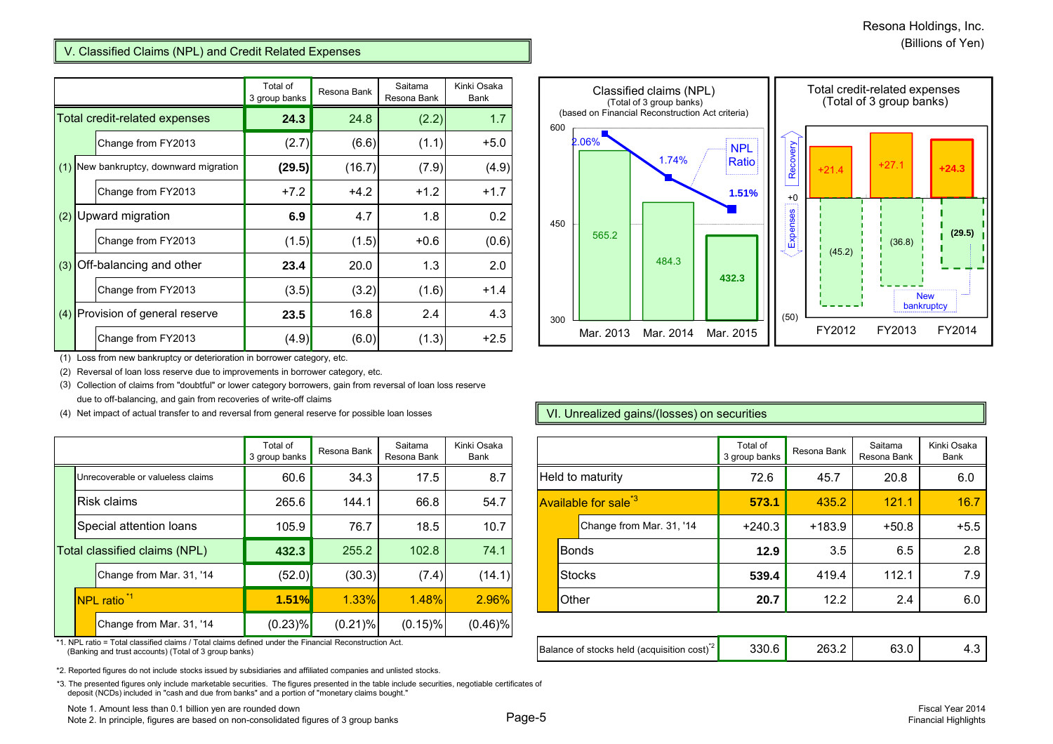Resona Holdings, Inc.
(Billions of Yen)

## V. Classified Claims (NPL) and Credit Related Expenses

| | Total of 3 group banks | Resona Bank | Saitama Resona Bank | Kinki Osaka Bank |
|---|---|---|---|---|
| Total credit-related expenses | **24.3** | 24.8 | (2.2) | 1.7 |
| Change from FY2013 | (2.7) | (6.6) | (1.1) | +5.0 |
| (1) New bankruptcy, downward migration | **(29.5)** | (16.7) | (7.9) | (4.9) |
| Change from FY2013 | +7.2 | +4.2 | +1.2 | +1.7 |
| (2) Upward migration | **6.9** | 4.7 | 1.8 | 0.2 |
| Change from FY2013 | (1.5) | (1.5) | +0.6 | (0.6) |
| (3) Off-balancing and other | **23.4** | 20.0 | 1.3 | 2.0 |
| Change from FY2013 | (3.5) | (3.2) | (1.6) | +1.4 |
| (4) Provision of general reserve | **23.5** | 16.8 | 2.4 | 4.3 |
| Change from FY2013 | (4.9) | (6.0) | (1.3) | +2.5 |

(1) Loss from new bankruptcy or deterioration in borrower category, etc.

(2) Reversal of loan loss reserve due to improvements in borrower category, etc.

(3) Collection of claims from "doubtful" or lower category borrowers, gain from reversal of loan loss reserve due to off-balancing, and gain from recoveries of write-off claims

(4) Net impact of actual transfer to and reversal from general reserve for possible loan losses

| | Total of 3 group banks | Resona Bank | Saitama Resona Bank | Kinki Osaka Bank |
|---|---|---|---|---|
| Unrecoverable or valueless claims | 60.6 | 34.3 | 17.5 | 8.7 |
| Risk claims | 265.6 | 144.1 | 66.8 | 54.7 |
| Special attention loans | 105.9 | 76.7 | 18.5 | 10.7 |
| Total classified claims (NPL) | **432.3** | 255.2 | 102.8 | 74.1 |
| Change from Mar. 31, '14 | (52.0) | (30.3) | (7.4) | (14.1) |
| NPL ratio *1 | **1.51%** | 1.33% | 1.48% | 2.96% |
| Change from Mar. 31, '14 | (0.23)% | (0.21)% | (0.15)% | (0.46)% |

*1. NPL ratio = Total classified claims / Total claims defined under the Financial Reconstruction Act. (Banking and trust accounts) (Total of 3 group banks)

**Classified claims (NPL)** (Total of 3 group banks) (based on Financial Reconstruction Act criteria)

| | Mar. 2013 | Mar. 2014 | Mar. 2015 |
|---|---|---|---|
| Classified claims (NPL) | 565.2 | 484.3 | 432.3 |
| NPL Ratio | 2.06% | 1.74% | 1.51% |

**Total credit-related expenses** (Total of 3 group banks)

| | FY2012 | FY2013 | FY2014 |
|---|---|---|---|
| Recovery | +21.4 | +27.1 | +24.3 |
| Expenses (New bankruptcy) | (45.2) | (36.8) | (29.5) |

## VI. Unrealized gains/(losses) on securities

| | Total of 3 group banks | Resona Bank | Saitama Resona Bank | Kinki Osaka Bank |
|---|---|---|---|---|
| Held to maturity | 72.6 | 45.7 | 20.8 | 6.0 |
| Available for sale *3 | **573.1** | 435.2 | 121.1 | 16.7 |
| Change from Mar. 31, '14 | +240.3 | +183.9 | +50.8 | +5.5 |
| Bonds | **12.9** | 3.5 | 6.5 | 2.8 |
| Stocks | **539.4** | 419.4 | 112.1 | 7.9 |
| Other | **20.7** | 12.2 | 2.4 | 6.0 |
| Balance of stocks held (acquisition cost) *2 | 330.6 | 263.2 | 63.0 | 4.3 |

*2. Reported figures do not include stocks issued by subsidiaries and affiliated companies and unlisted stocks.

*3. The presented figures only include marketable securities. The figures presented in the table include securities, negotiable certificates of deposit (NCDs) included in "cash and due from banks" and a portion of "monetary claims bought."

Note 1. Amount less than 0.1 billion yen are rounded down

Note 2. In principle, figures are based on non-consolidated figures of 3 group banks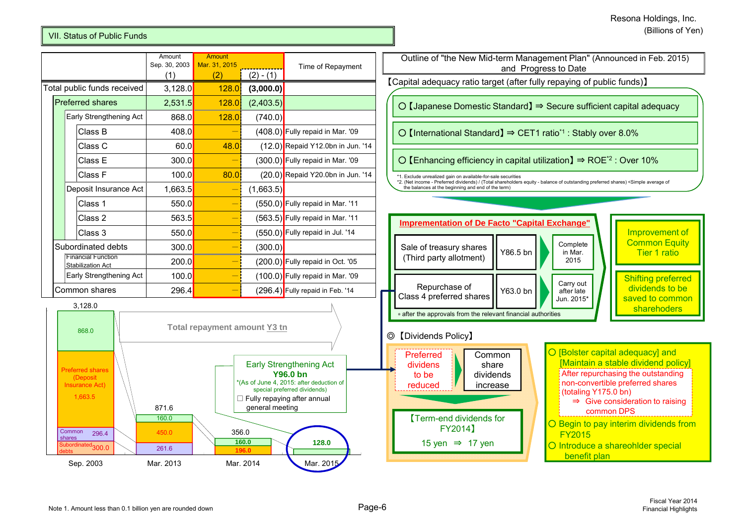Resona Holdings, Inc.
(Billions of Yen)

## VII. Status of Public Funds

| | Amount Sep. 30, 2003 (1) | Amount Mar. 31, 2015 (2) | (2) - (1) | Time of Repayment |
|---|---|---|---|---|
| Total public funds received | 3,128.0 | 128.0 | (3,000.0) | |
| Preferred shares | 2,531.5 | 128.0 | (2,403.5) | |
| Early Strengthening Act | 868.0 | 128.0 | (740.0) | |
| Class B | 408.0 | – | (408.0) | Fully repaid in Mar. '09 |
| Class C | 60.0 | 48.0 | (12.0) | Repaid Y12.0bn in Jun. '14 |
| Class E | 300.0 | – | (300.0) | Fully repaid in Mar. '09 |
| Class F | 100.0 | 80.0 | (20.0) | Repaid Y20.0bn in Jun. '14 |
| Deposit Insurance Act | 1,663.5 | – | (1,663.5) | |
| Class 1 | 550.0 | – | (550.0) | Fully repaid in Mar. '11 |
| Class 2 | 563.5 | – | (563.5) | Fully repaid in Mar. '11 |
| Class 3 | 550.0 | – | (550.0) | Fully repaid in Jul. '14 |
| Subordinated debts | 300.0 | – | (300.0) | |
| Financial Function Stabilization Act | 200.0 | – | (200.0) | Fully repaid in Oct. '05 |
| Early Strengthening Act | 100.0 | – | (100.0) | Fully repaid in Mar. '09 |
| Common shares | 296.4 | – | (296.4) | Fully repaid in Feb. '14 |

Total repayment amount Y3 tn

| | Sep. 2003 | Mar. 2013 | Mar. 2014 | Mar. 2015 |
|---|---|---|---|---|
| Total | 3,128.0 | 871.6 | 356.0 | 128.0 |
| Preferred shares (Early Strengthening Act) | 868.0 | 160.0 | 160.0 | 128.0 |
| Preferred shares (Deposit Insurance Act) | 1,663.5 | 450.0 | 196.0 | |
| Common shares | 296.4 | 261.6 | | |
| Subordinated debts | 300.0 | | | |

Early Strengthening Act
**Y96.0 bn**
*(As of June 4, 2015: after deduction of special preferred dividends)
☐ Fully repaying after annual general meeting

## Outline of "the New Mid-term Management Plan" (Announced in Feb. 2015) and Progress to Date

【Capital adequacy ratio target (after fully repaying of public funds)】

- ○【Japanese Domestic Standard】⇒ Secure sufficient capital adequacy
- ○【International Standard】⇒ CET1 ratio[*1] : Stably over 8.0%
- ○【Enhancing efficiency in capital utilization】⇒ ROE[*2] : Over 10%

*1. Exclude unrealized gain on available-for-sale securities
*2. (Net income - Preferred dividends) / (Total shareholders equity - balance of outstanding preferred shares) <Simple average of the balances at the beginning and end of the term)

### Imprementation of De Facto "Capital Exchange"

| | | |
|---|---|---|
| Sale of treasury shares (Third party allotment) | Y86.5 bn | Complete in Mar. 2015 |
| Repurchase of Class 4 preferred shares | Y63.0 bn | Carry out after late Jun. 2015* |

* after the approvals from the relevant financial authorities

- Improvement of Common Equity Tier 1 ratio
- Shifting preferred dividends to be saved to common shareholders

### ◎【Dividends Policy】

Preferred dividends to be reduced ⇒ Common share dividends increase

【Term-end dividends for FY2014】
15 yen ⇒ 17 yen

- ○ [Bolster capital adequacy] and [Maintain a stable dividend policy]
  After repurchasing the outstanding non-convertible preferred shares (totaling Y175.0 bn)
  ⇒ Give consideration to raising common DPS
- ○ Begin to pay interim dividends from FY2015
- ○ Introduce a shareholder special benefit plan

Note 1. Amount less than 0.1 billion yen are rounded down

Fiscal Year 2014
Financial Highlights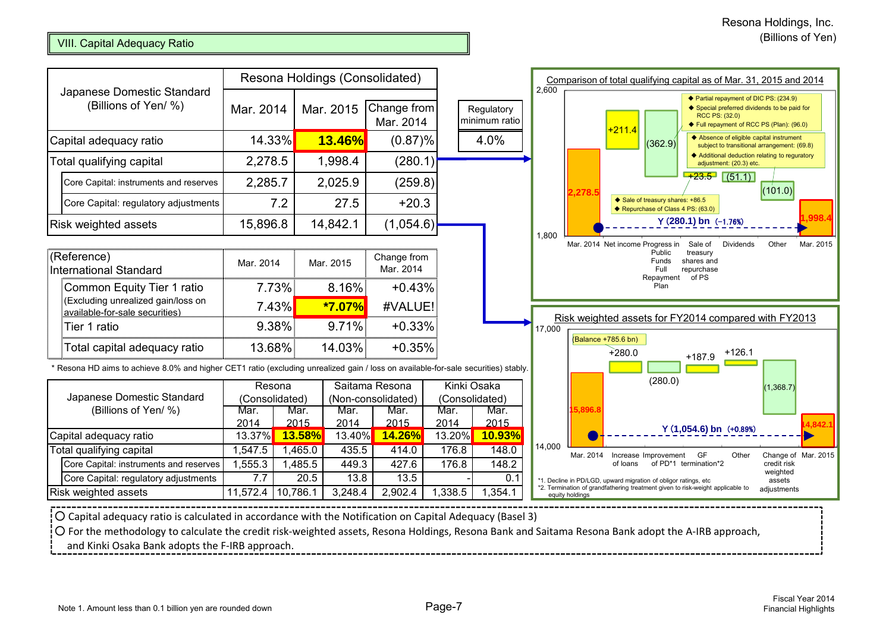## VIII. Capital Adequacy Ratio

Resona Holdings, Inc.
(Billions of Yen)

| Japanese Domestic Standard (Billions of Yen/ %) | Resona Holdings (Consolidated) | | | Regulatory minimum ratio |
|---|---|---|---|---|
| | Mar. 2014 | Mar. 2015 | Change from Mar. 2014 | |
| Capital adequacy ratio | 14.33% | **13.46%** | (0.87)% | 4.0% |
| Total qualifying capital | 2,278.5 | 1,998.4 | (280.1) | |
| Core Capital: instruments and reserves | 2,285.7 | 2,025.9 | (259.8) | |
| Core Capital: regulatory adjustments | 7.2 | 27.5 | +20.3 | |
| Risk weighted assets | 15,896.8 | 14,842.1 | (1,054.6) | |

| (Reference) International Standard | Mar. 2014 | Mar. 2015 | Change from Mar. 2014 |
|---|---|---|---|
| Common Equity Tier 1 ratio | 7.73% | 8.16% | +0.43% |
| (Excluding unrealized gain/loss on available-for-sale securities) | 7.43% | ***7.07%** | #VALUE! |
| Tier 1 ratio | 9.38% | 9.71% | +0.33% |
| Total capital adequacy ratio | 13.68% | 14.03% | +0.35% |

* Resona HD aims to achieve 8.0% and higher CET1 ratio (excluding unrealized gain / loss on available-for-sale securities) stably.

| Japanese Domestic Standard (Billions of Yen/ %) | Resona (Consolidated) | | Saitama Resona (Non-consolidated) | | Kinki Osaka (Consolidated) | |
|---|---|---|---|---|---|---|
| | Mar. 2014 | Mar. 2015 | Mar. 2014 | Mar. 2015 | Mar. 2014 | Mar. 2015 |
| Capital adequacy ratio | 13.37% | **13.58%** | 13.40% | **14.26%** | 13.20% | **10.93%** |
| Total qualifying capital | 1,547.5 | 1,465.0 | 435.5 | 414.0 | 176.8 | 148.0 |
| Core Capital: instruments and reserves | 1,555.3 | 1,485.5 | 449.3 | 427.6 | 176.8 | 148.2 |
| Core Capital: regulatory adjustments | 7.7 | 20.5 | 13.8 | 13.5 | - | 0.1 |
| Risk weighted assets | 11,572.4 | 10,786.1 | 3,248.4 | 2,902.4 | 1,338.5 | 1,354.1 |

**Comparison of total qualifying capital as of Mar. 31, 2015 and 2014**

| Item | Amount |
|---|---|
| Mar. 2014 | 2,278.5 |
| Net income | +211.4 |
| Progress in Public Funds Full Repayment Plan | (362.9) |
| Sale of treasury shares and repurchase of PS | +23.5 |
| Dividends | (51.1) |
| Other | (101.0) |
| Mar. 2015 | 1,998.4 |

- Partial repayment of DIC PS: (234.9)
- Special preferred dividends to be paid for RCC PS: (32.0)
- Full repayment of RCC PS (Plan): (96.0)
- Absence of eligible capital instrument subject to transitional arrangement: (69.8)
- Additional deduction relating to reguratory adjustment: (20.3) etc.
- Sale of treasury shares: +86.5
- Repurchase of Class 4 PS: (63.0)

Y (280.1) bn (−1.76%)

**Risk weighted assets for FY2014 compared with FY2013**

| Item | Amount |
|---|---|
| Mar. 2014 | 15,896.8 |
| Increase of loans (Balance +785.6 bn) | +280.0 |
| Improvement of PD*1 | (280.0) |
| GF termination*2 | +187.9 |
| Other | +126.1 |
| Change of credit risk weighted assets adjustments | (1,368.7) |
| Mar. 2015 | 14,842.1 |

Y (1,054.6) bn (+0.89%)

*1. Decline in PD/LGD, upward migration of obligor ratings, etc
*2. Termination of grandfathering treatment given to risk-weight applicable to equity holdings

- Capital adequacy ratio is calculated in accordance with the Notification on Capital Adequacy (Basel 3)
- For the methodology to calculate the credit risk-weighted assets, Resona Holdings, Resona Bank and Saitama Resona Bank adopt the A-IRB approach, and Kinki Osaka Bank adopts the F-IRB approach.

Note 1. Amount less than 0.1 billion yen are rounded down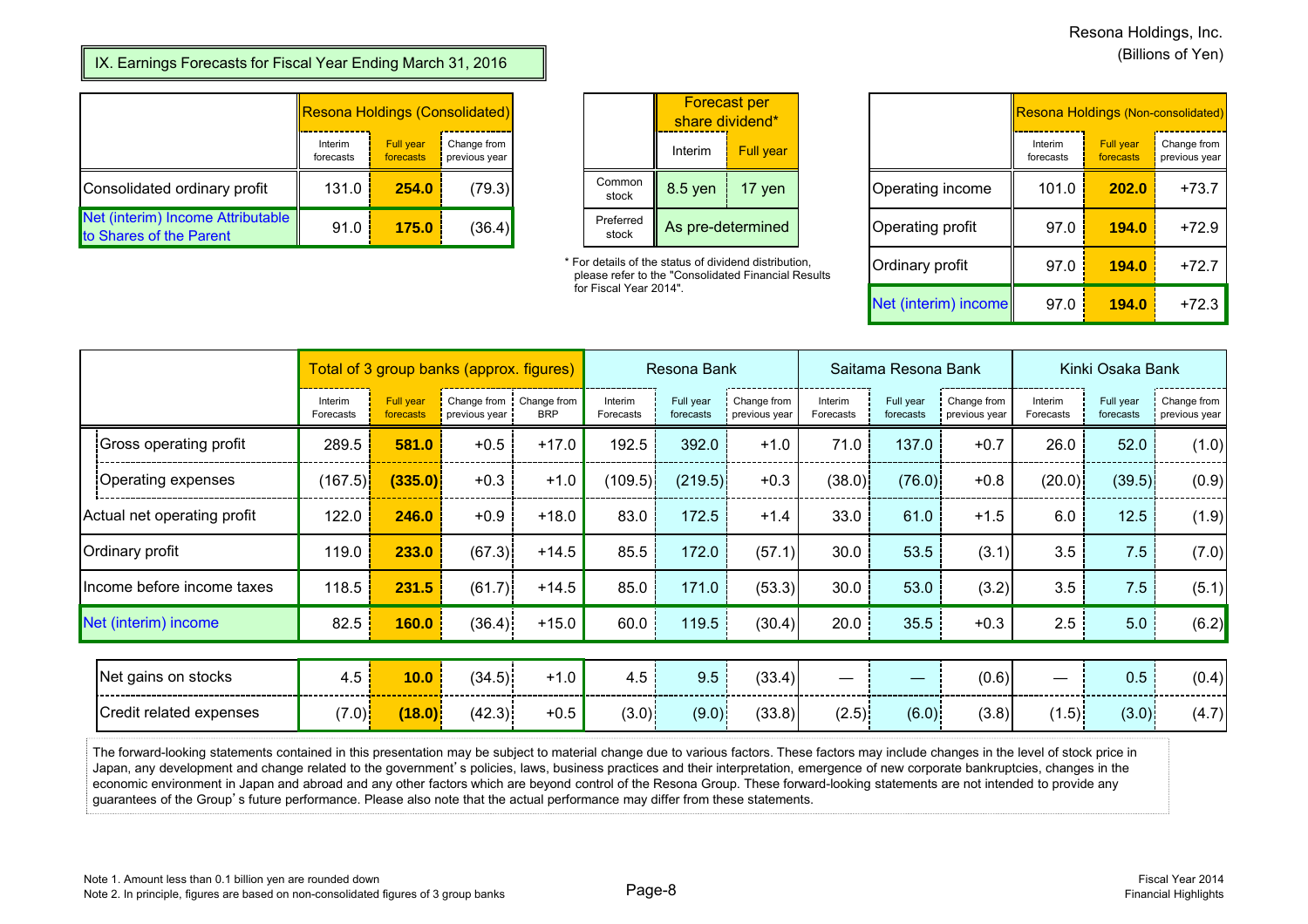Resona Holdings, Inc.
(Billions of Yen)

## IX. Earnings Forecasts for Fiscal Year Ending March 31, 2016

| | Resona Holdings (Consolidated) | | |
|---|---|---|---|
| | Interim forecasts | Full year forecasts | Change from previous year |
| Consolidated ordinary profit | 131.0 | **254.0** | (79.3) |
| Net (interim) Income Attributable to Shares of the Parent | 91.0 | **175.0** | (36.4) |

| | Forecast per share dividend* | |
|---|---|---|
| | Interim | Full year |
| Common stock | 8.5 yen | 17 yen |
| Preferred stock | As pre-determined | |

* For details of the status of dividend distribution, please refer to the "Consolidated Financial Results for Fiscal Year 2014".

| | Resona Holdings (Non-consolidated) | | |
|---|---|---|---|
| | Interim forecasts | Full year forecasts | Change from previous year |
| Operating income | 101.0 | **202.0** | +73.7 |
| Operating profit | 97.0 | **194.0** | +72.9 |
| Ordinary profit | 97.0 | **194.0** | +72.7 |
| Net (interim) income | 97.0 | **194.0** | +72.3 |

| | Total of 3 group banks (approx. figures) | | | | Resona Bank | | | Saitama Resona Bank | | | Kinki Osaka Bank | | |
|---|---|---|---|---|---|---|---|---|---|---|---|---|---|
| | Interim Forecasts | Full year forecasts | Change from previous year | Change from BRP | Interim Forecasts | Full year forecasts | Change from previous year | Interim Forecasts | Full year forecasts | Change from previous year | Interim Forecasts | Full year forecasts | Change from previous year |
| Gross operating profit | 289.5 | **581.0** | +0.5 | +17.0 | 192.5 | 392.0 | +1.0 | 71.0 | 137.0 | +0.7 | 26.0 | 52.0 | (1.0) |
| Operating expenses | (167.5) | **(335.0)** | +0.3 | +1.0 | (109.5) | (219.5) | +0.3 | (38.0) | (76.0) | +0.8 | (20.0) | (39.5) | (0.9) |
| Actual net operating profit | 122.0 | **246.0** | +0.9 | +18.0 | 83.0 | 172.5 | +1.4 | 33.0 | 61.0 | +1.5 | 6.0 | 12.5 | (1.9) |
| Ordinary profit | 119.0 | **233.0** | (67.3) | +14.5 | 85.5 | 172.0 | (57.1) | 30.0 | 53.5 | (3.1) | 3.5 | 7.5 | (7.0) |
| Income before income taxes | 118.5 | **231.5** | (61.7) | +14.5 | 85.0 | 171.0 | (53.3) | 30.0 | 53.0 | (3.2) | 3.5 | 7.5 | (5.1) |
| Net (interim) income | 82.5 | **160.0** | (36.4) | +15.0 | 60.0 | 119.5 | (30.4) | 20.0 | 35.5 | +0.3 | 2.5 | 5.0 | (6.2) |
| Net gains on stocks | 4.5 | **10.0** | (34.5) | +1.0 | 4.5 | 9.5 | (33.4) | — | — | (0.6) | — | 0.5 | (0.4) |
| Credit related expenses | (7.0) | **(18.0)** | (42.3) | +0.5 | (3.0) | (9.0) | (33.8) | (2.5) | (6.0) | (3.8) | (1.5) | (3.0) | (4.7) |

The forward-looking statements contained in this presentation may be subject to material change due to various factors. These factors may include changes in the level of stock price in Japan, any development and change related to the government's policies, laws, business practices and their interpretation, emergence of new corporate bankruptcies, changes in the economic environment in Japan and abroad and any other factors which are beyond control of the Resona Group. These forward-looking statements are not intended to provide any guarantees of the Group's future performance. Please also note that the actual performance may differ from these statements.

Note 1. Amount less than 0.1 billion yen are rounded down
Note 2. In principle, figures are based on non-consolidated figures of 3 group banks